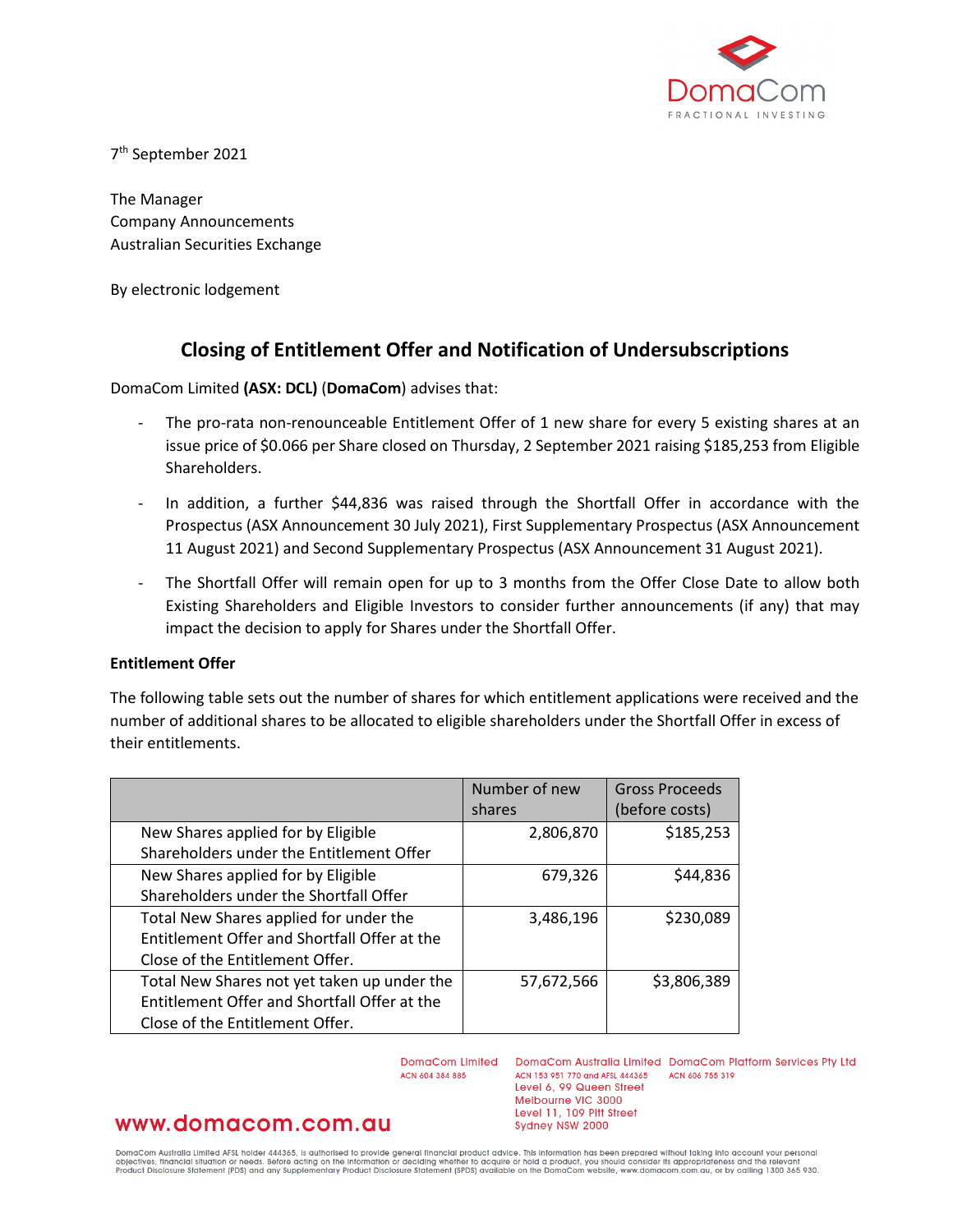7th September 2021

The Manager
Company Announcements
Australian Securities Exchange

By electronic lodgement

# Closing of Entitlement Offer and Notification of Undersubscriptions

DomaCom Limited **(ASX: DCL)** (**DomaCom**) advises that:

- The pro-rata non-renounceable Entitlement Offer of 1 new share for every 5 existing shares at an issue price of $0.066 per Share closed on Thursday, 2 September 2021 raising $185,253 from Eligible Shareholders.
- In addition, a further $44,836 was raised through the Shortfall Offer in accordance with the Prospectus (ASX Announcement 30 July 2021), First Supplementary Prospectus (ASX Announcement 11 August 2021) and Second Supplementary Prospectus (ASX Announcement 31 August 2021).
- The Shortfall Offer will remain open for up to 3 months from the Offer Close Date to allow both Existing Shareholders and Eligible Investors to consider further announcements (if any) that may impact the decision to apply for Shares under the Shortfall Offer.

**Entitlement Offer**

The following table sets out the number of shares for which entitlement applications were received and the number of additional shares to be allocated to eligible shareholders under the Shortfall Offer in excess of their entitlements.

| | Number of new shares | Gross Proceeds (before costs) |
|---|---:|---:|
| New Shares applied for by Eligible Shareholders under the Entitlement Offer | 2,806,870 | $185,253 |
| New Shares applied for by Eligible Shareholders under the Shortfall Offer | 679,326 | $44,836 |
| Total New Shares applied for under the Entitlement Offer and Shortfall Offer at the Close of the Entitlement Offer. | 3,486,196 | $230,089 |
| Total New Shares not yet taken up under the Entitlement Offer and Shortfall Offer at the Close of the Entitlement Offer. | 57,672,566 | $3,806,389 |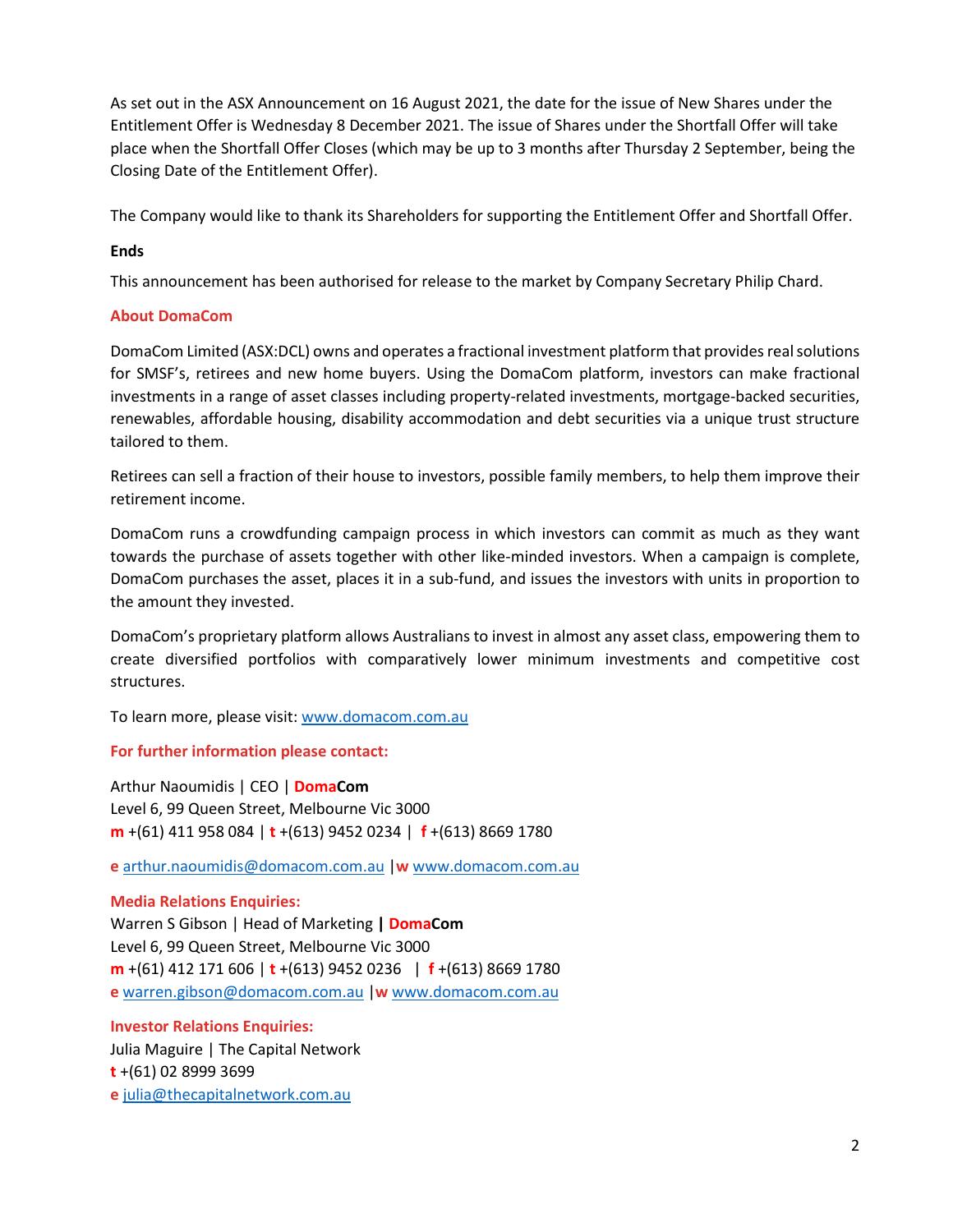As set out in the ASX Announcement on 16 August 2021, the date for the issue of New Shares under the Entitlement Offer is Wednesday 8 December 2021. The issue of Shares under the Shortfall Offer will take place when the Shortfall Offer Closes (which may be up to 3 months after Thursday 2 September, being the Closing Date of the Entitlement Offer).

The Company would like to thank its Shareholders for supporting the Entitlement Offer and Shortfall Offer.

**Ends**

This announcement has been authorised for release to the market by Company Secretary Philip Chard.

**About DomaCom**

DomaCom Limited (ASX:DCL) owns and operates a fractional investment platform that provides real solutions for SMSF's, retirees and new home buyers. Using the DomaCom platform, investors can make fractional investments in a range of asset classes including property-related investments, mortgage-backed securities, renewables, affordable housing, disability accommodation and debt securities via a unique trust structure tailored to them.

Retirees can sell a fraction of their house to investors, possible family members, to help them improve their retirement income.

DomaCom runs a crowdfunding campaign process in which investors can commit as much as they want towards the purchase of assets together with other like-minded investors. When a campaign is complete, DomaCom purchases the asset, places it in a sub-fund, and issues the investors with units in proportion to the amount they invested.

DomaCom's proprietary platform allows Australians to invest in almost any asset class, empowering them to create diversified portfolios with comparatively lower minimum investments and competitive cost structures.

To learn more, please visit: www.domacom.com.au

**For further information please contact:**

Arthur Naoumidis | CEO | **DomaCom**
Level 6, 99 Queen Street, Melbourne Vic 3000
**m** +(61) 411 958 084 | **t** +(613) 9452 0234 | **f** +(613) 8669 1780

**e** arthur.naoumidis@domacom.com.au | **w** www.domacom.com.au

**Media Relations Enquiries:**
Warren S Gibson | Head of Marketing | **DomaCom**
Level 6, 99 Queen Street, Melbourne Vic 3000
**m** +(61) 412 171 606 | **t** +(613) 9452 0236 | **f** +(613) 8669 1780
**e** warren.gibson@domacom.com.au | **w** www.domacom.com.au

**Investor Relations Enquiries:**
Julia Maguire | The Capital Network
**t** +(61) 02 8999 3699
**e** julia@thecapitalnetwork.com.au